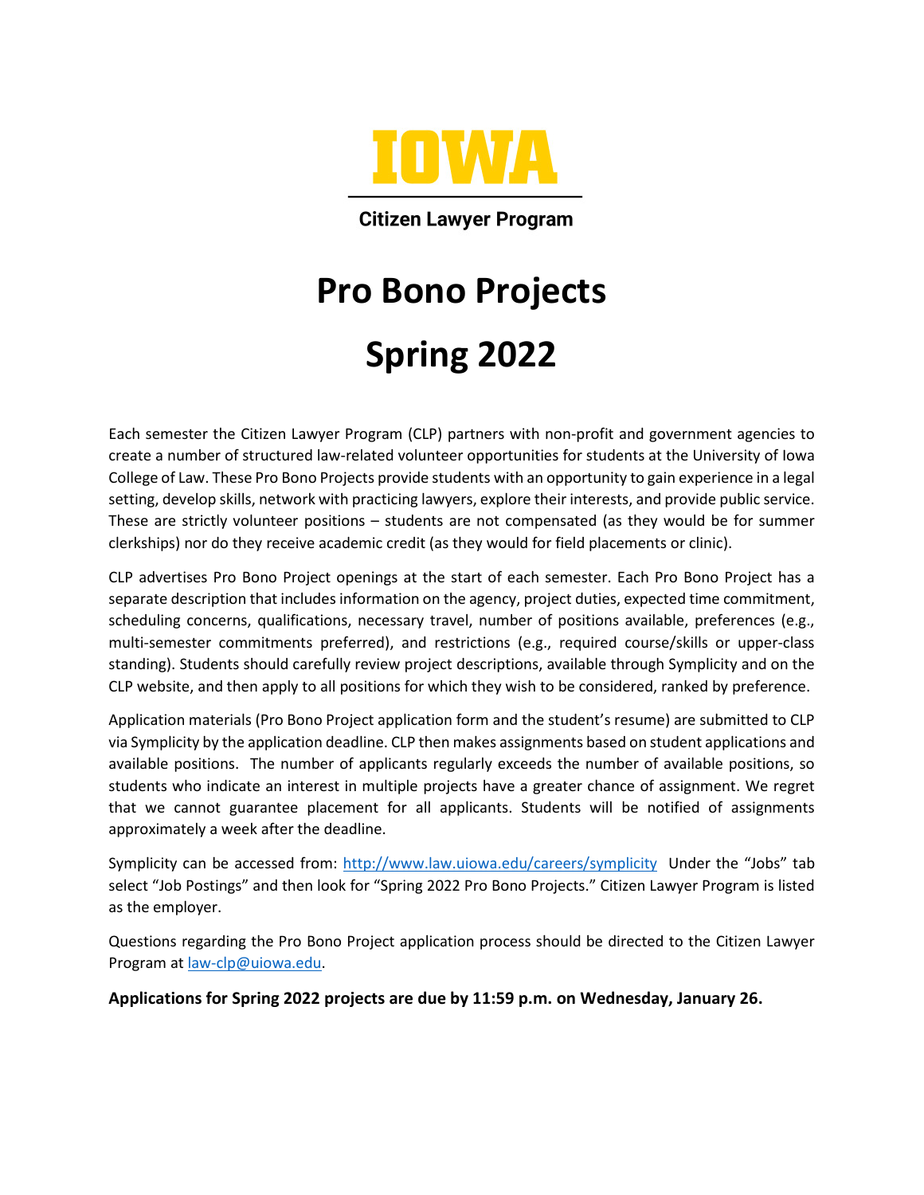**IOWA**

**Citizen Lawyer Program**

# Pro Bono Projects

# Spring 2022

Each semester the Citizen Lawyer Program (CLP) partners with non-profit and government agencies to create a number of structured law-related volunteer opportunities for students at the University of Iowa College of Law. These Pro Bono Projects provide students with an opportunity to gain experience in a legal setting, develop skills, network with practicing lawyers, explore their interests, and provide public service. These are strictly volunteer positions – students are not compensated (as they would be for summer clerkships) nor do they receive academic credit (as they would for field placements or clinic).

CLP advertises Pro Bono Project openings at the start of each semester. Each Pro Bono Project has a separate description that includes information on the agency, project duties, expected time commitment, scheduling concerns, qualifications, necessary travel, number of positions available, preferences (e.g., multi-semester commitments preferred), and restrictions (e.g., required course/skills or upper-class standing). Students should carefully review project descriptions, available through Symplicity and on the CLP website, and then apply to all positions for which they wish to be considered, ranked by preference.

Application materials (Pro Bono Project application form and the student's resume) are submitted to CLP via Symplicity by the application deadline. CLP then makes assignments based on student applications and available positions. The number of applicants regularly exceeds the number of available positions, so students who indicate an interest in multiple projects have a greater chance of assignment. We regret that we cannot guarantee placement for all applicants. Students will be notified of assignments approximately a week after the deadline.

Symplicity can be accessed from: http://www.law.uiowa.edu/careers/symplicity Under the "Jobs" tab select "Job Postings" and then look for "Spring 2022 Pro Bono Projects." Citizen Lawyer Program is listed as the employer.

Questions regarding the Pro Bono Project application process should be directed to the Citizen Lawyer Program at law-clp@uiowa.edu.

**Applications for Spring 2022 projects are due by 11:59 p.m. on Wednesday, January 26.**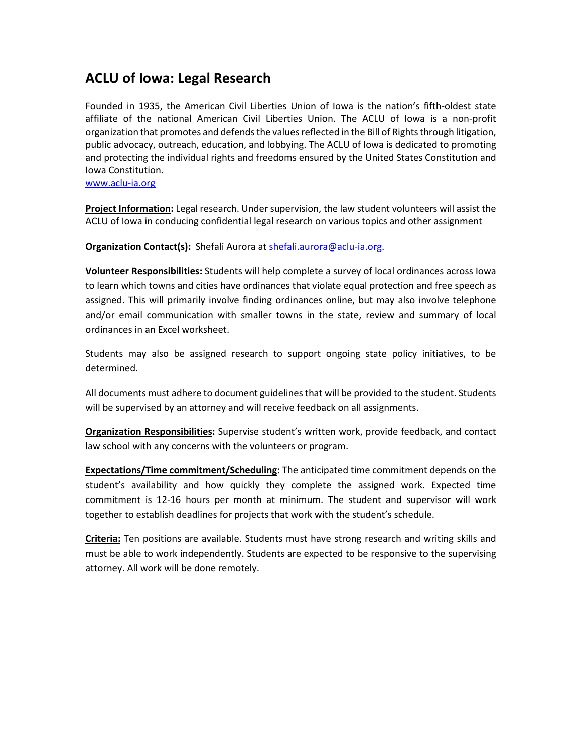## ACLU of Iowa: Legal Research

Founded in 1935, the American Civil Liberties Union of Iowa is the nation's fifth-oldest state affiliate of the national American Civil Liberties Union. The ACLU of Iowa is a non-profit organization that promotes and defends the values reflected in the Bill of Rights through litigation, public advocacy, outreach, education, and lobbying. The ACLU of Iowa is dedicated to promoting and protecting the individual rights and freedoms ensured by the United States Constitution and Iowa Constitution.
www.aclu-ia.org

**Project Information:** Legal research. Under supervision, the law student volunteers will assist the ACLU of Iowa in conducing confidential legal research on various topics and other assignment

**Organization Contact(s):** Shefali Aurora at shefali.aurora@aclu-ia.org.

**Volunteer Responsibilities:** Students will help complete a survey of local ordinances across Iowa to learn which towns and cities have ordinances that violate equal protection and free speech as assigned. This will primarily involve finding ordinances online, but may also involve telephone and/or email communication with smaller towns in the state, review and summary of local ordinances in an Excel worksheet.

Students may also be assigned research to support ongoing state policy initiatives, to be determined.

All documents must adhere to document guidelines that will be provided to the student. Students will be supervised by an attorney and will receive feedback on all assignments.

**Organization Responsibilities:** Supervise student's written work, provide feedback, and contact law school with any concerns with the volunteers or program.

**Expectations/Time commitment/Scheduling:** The anticipated time commitment depends on the student's availability and how quickly they complete the assigned work. Expected time commitment is 12-16 hours per month at minimum. The student and supervisor will work together to establish deadlines for projects that work with the student's schedule.

**Criteria:** Ten positions are available. Students must have strong research and writing skills and must be able to work independently. Students are expected to be responsive to the supervising attorney. All work will be done remotely.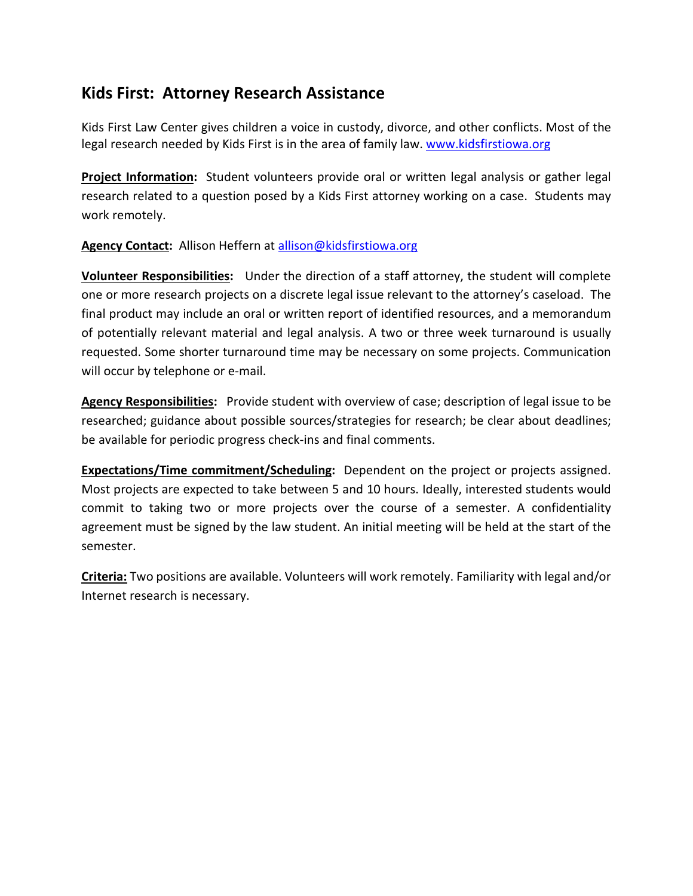## Kids First: Attorney Research Assistance

Kids First Law Center gives children a voice in custody, divorce, and other conflicts. Most of the legal research needed by Kids First is in the area of family law. www.kidsfirstiowa.org

**Project Information:** Student volunteers provide oral or written legal analysis or gather legal research related to a question posed by a Kids First attorney working on a case. Students may work remotely.

**Agency Contact:** Allison Heffern at allison@kidsfirstiowa.org

**Volunteer Responsibilities:** Under the direction of a staff attorney, the student will complete one or more research projects on a discrete legal issue relevant to the attorney's caseload. The final product may include an oral or written report of identified resources, and a memorandum of potentially relevant material and legal analysis. A two or three week turnaround is usually requested. Some shorter turnaround time may be necessary on some projects. Communication will occur by telephone or e-mail.

**Agency Responsibilities:** Provide student with overview of case; description of legal issue to be researched; guidance about possible sources/strategies for research; be clear about deadlines; be available for periodic progress check-ins and final comments.

**Expectations/Time commitment/Scheduling:** Dependent on the project or projects assigned. Most projects are expected to take between 5 and 10 hours. Ideally, interested students would commit to taking two or more projects over the course of a semester. A confidentiality agreement must be signed by the law student. An initial meeting will be held at the start of the semester.

**Criteria:** Two positions are available. Volunteers will work remotely. Familiarity with legal and/or Internet research is necessary.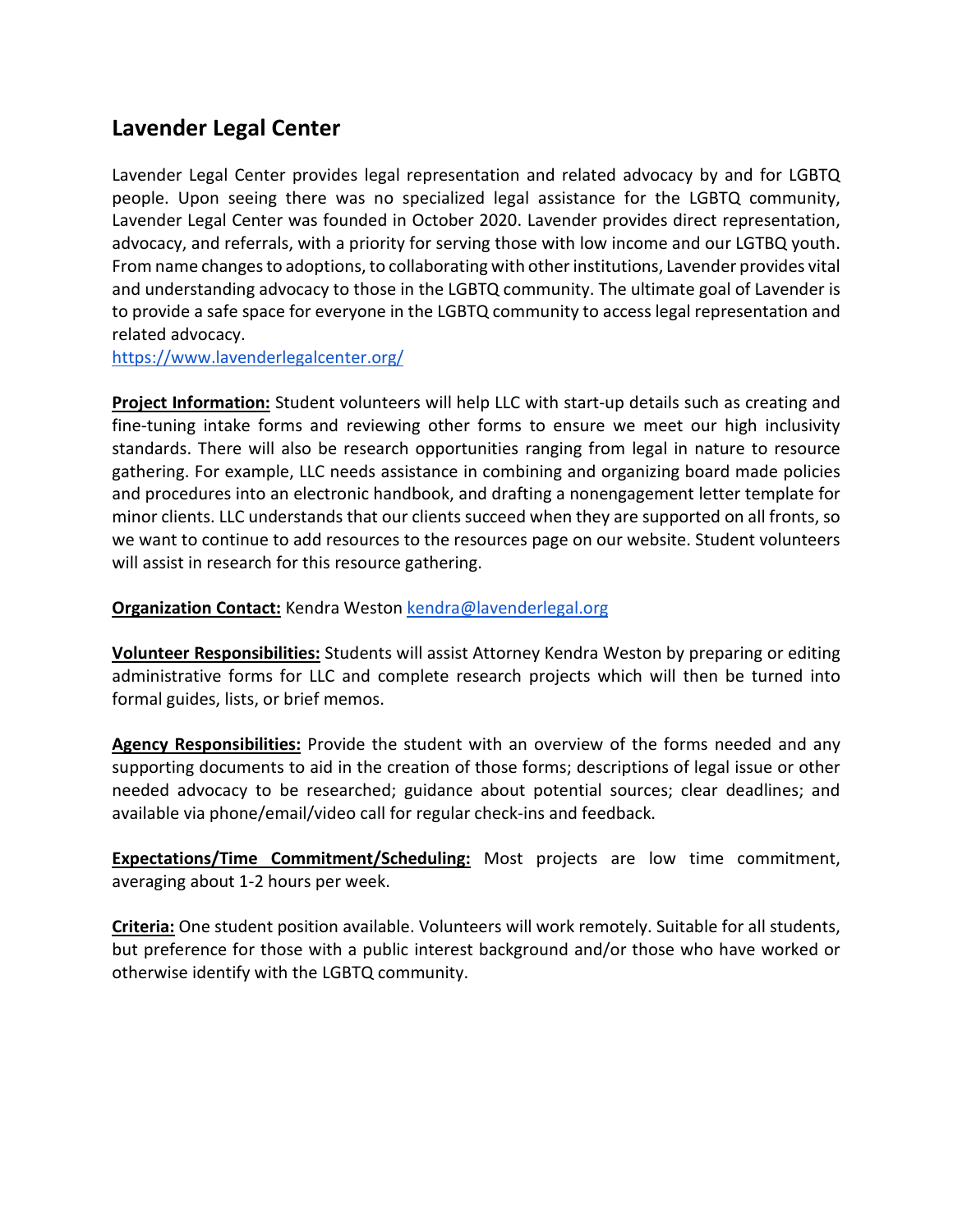## Lavender Legal Center

Lavender Legal Center provides legal representation and related advocacy by and for LGBTQ people. Upon seeing there was no specialized legal assistance for the LGBTQ community, Lavender Legal Center was founded in October 2020. Lavender provides direct representation, advocacy, and referrals, with a priority for serving those with low income and our LGTBQ youth. From name changes to adoptions, to collaborating with other institutions, Lavender provides vital and understanding advocacy to those in the LGBTQ community. The ultimate goal of Lavender is to provide a safe space for everyone in the LGBTQ community to access legal representation and related advocacy.
[https://www.lavenderlegalcenter.org/](https://www.lavenderlegalcenter.org/)

**Project Information:** Student volunteers will help LLC with start-up details such as creating and fine-tuning intake forms and reviewing other forms to ensure we meet our high inclusivity standards. There will also be research opportunities ranging from legal in nature to resource gathering. For example, LLC needs assistance in combining and organizing board made policies and procedures into an electronic handbook, and drafting a nonengagement letter template for minor clients. LLC understands that our clients succeed when they are supported on all fronts, so we want to continue to add resources to the resources page on our website. Student volunteers will assist in research for this resource gathering.

**Organization Contact:** Kendra Weston [kendra@lavenderlegal.org](mailto:kendra@lavenderlegal.org)

**Volunteer Responsibilities:** Students will assist Attorney Kendra Weston by preparing or editing administrative forms for LLC and complete research projects which will then be turned into formal guides, lists, or brief memos.

**Agency Responsibilities:** Provide the student with an overview of the forms needed and any supporting documents to aid in the creation of those forms; descriptions of legal issue or other needed advocacy to be researched; guidance about potential sources; clear deadlines; and available via phone/email/video call for regular check-ins and feedback.

**Expectations/Time Commitment/Scheduling:** Most projects are low time commitment, averaging about 1-2 hours per week.

**Criteria:** One student position available. Volunteers will work remotely. Suitable for all students, but preference for those with a public interest background and/or those who have worked or otherwise identify with the LGBTQ community.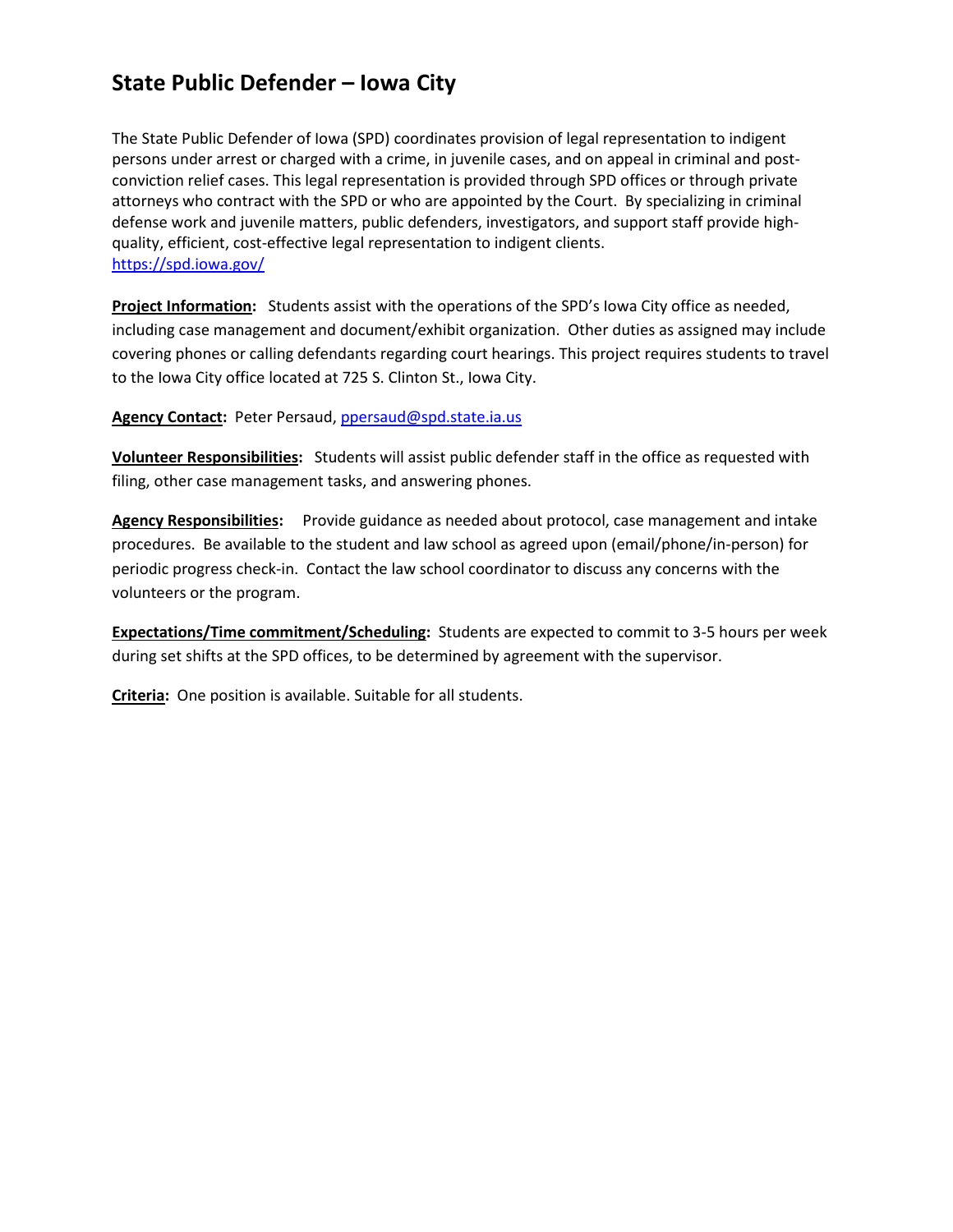## State Public Defender – Iowa City

The State Public Defender of Iowa (SPD) coordinates provision of legal representation to indigent persons under arrest or charged with a crime, in juvenile cases, and on appeal in criminal and post-conviction relief cases. This legal representation is provided through SPD offices or through private attorneys who contract with the SPD or who are appointed by the Court. By specializing in criminal defense work and juvenile matters, public defenders, investigators, and support staff provide high-quality, efficient, cost-effective legal representation to indigent clients.
https://spd.iowa.gov/

**Project Information:** Students assist with the operations of the SPD's Iowa City office as needed, including case management and document/exhibit organization. Other duties as assigned may include covering phones or calling defendants regarding court hearings. This project requires students to travel to the Iowa City office located at 725 S. Clinton St., Iowa City.

**Agency Contact:** Peter Persaud, ppersaud@spd.state.ia.us

**Volunteer Responsibilities:** Students will assist public defender staff in the office as requested with filing, other case management tasks, and answering phones.

**Agency Responsibilities:** Provide guidance as needed about protocol, case management and intake procedures. Be available to the student and law school as agreed upon (email/phone/in-person) for periodic progress check-in. Contact the law school coordinator to discuss any concerns with the volunteers or the program.

**Expectations/Time commitment/Scheduling:** Students are expected to commit to 3-5 hours per week during set shifts at the SPD offices, to be determined by agreement with the supervisor.

**Criteria:** One position is available. Suitable for all students.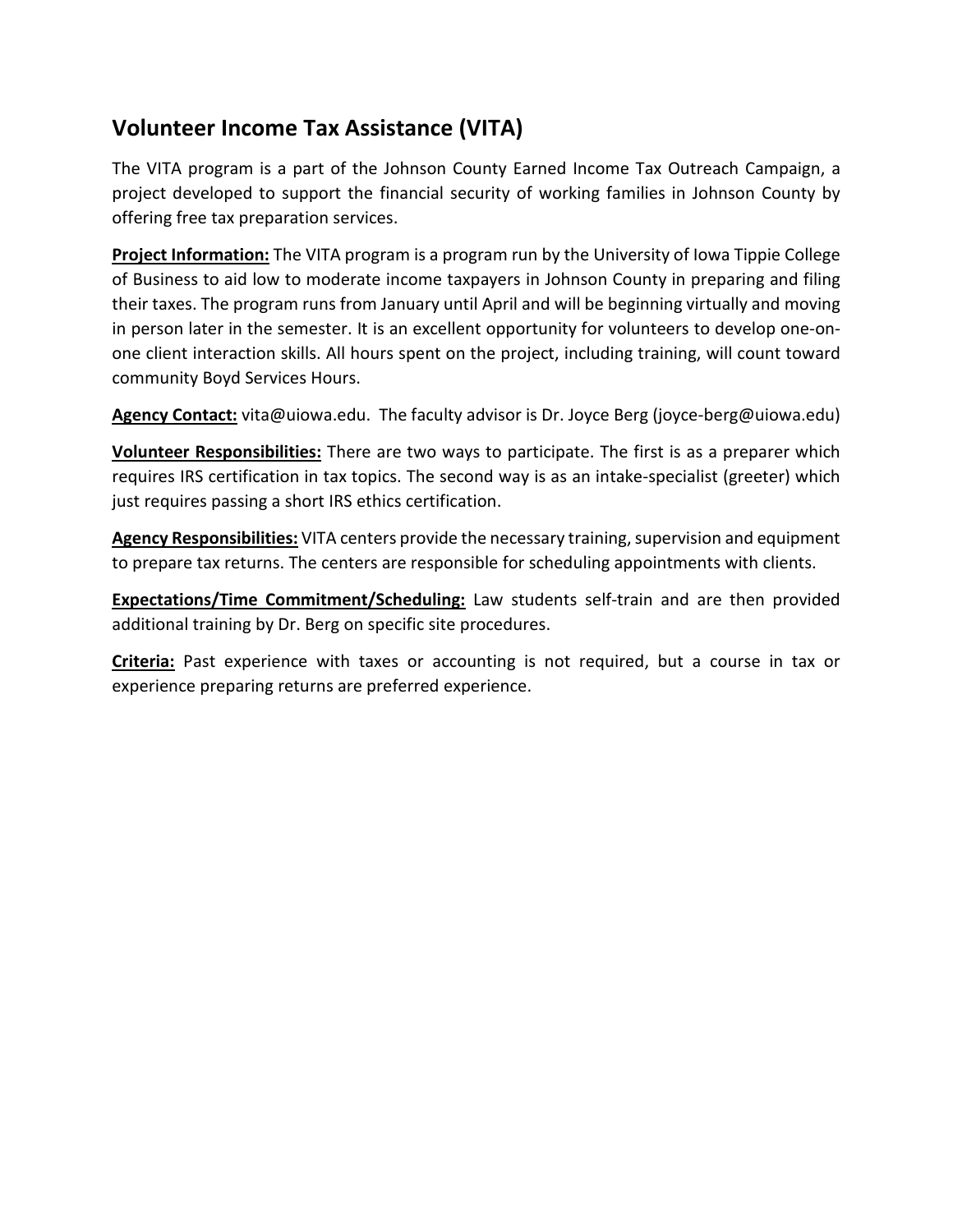## Volunteer Income Tax Assistance (VITA)

The VITA program is a part of the Johnson County Earned Income Tax Outreach Campaign, a project developed to support the financial security of working families in Johnson County by offering free tax preparation services.

**Project Information:** The VITA program is a program run by the University of Iowa Tippie College of Business to aid low to moderate income taxpayers in Johnson County in preparing and filing their taxes. The program runs from January until April and will be beginning virtually and moving in person later in the semester. It is an excellent opportunity for volunteers to develop one-on-one client interaction skills. All hours spent on the project, including training, will count toward community Boyd Services Hours.

**Agency Contact:** vita@uiowa.edu. The faculty advisor is Dr. Joyce Berg (joyce-berg@uiowa.edu)

**Volunteer Responsibilities:** There are two ways to participate. The first is as a preparer which requires IRS certification in tax topics. The second way is as an intake-specialist (greeter) which just requires passing a short IRS ethics certification.

**Agency Responsibilities:** VITA centers provide the necessary training, supervision and equipment to prepare tax returns. The centers are responsible for scheduling appointments with clients.

**Expectations/Time Commitment/Scheduling:** Law students self-train and are then provided additional training by Dr. Berg on specific site procedures.

**Criteria:** Past experience with taxes or accounting is not required, but a course in tax or experience preparing returns are preferred experience.